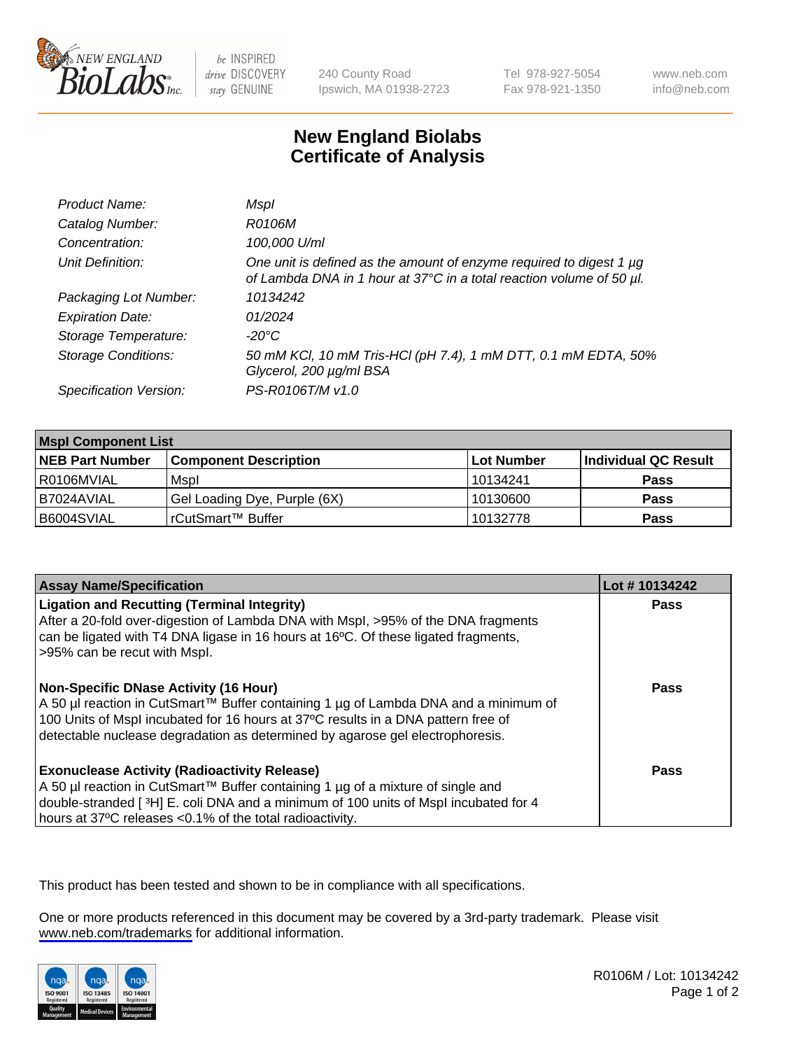# New England Biolabs Certificate of Analysis

| | |
|---|---|
| *Product Name:* | *MspI* |
| *Catalog Number:* | *R0106M* |
| *Concentration:* | *100,000 U/ml* |
| *Unit Definition:* | *One unit is defined as the amount of enzyme required to digest 1 µg of Lambda DNA in 1 hour at 37°C in a total reaction volume of 50 µl.* |
| *Packaging Lot Number:* | *10134242* |
| *Expiration Date:* | *01/2024* |
| *Storage Temperature:* | *-20°C* |
| *Storage Conditions:* | *50 mM KCl, 10 mM Tris-HCl (pH 7.4), 1 mM DTT, 0.1 mM EDTA, 50% Glycerol, 200 µg/ml BSA* |
| *Specification Version:* | *PS-R0106T/M v1.0* |

| MspI Component List | | | |
|---|---|---|---|
| **NEB Part Number** | **Component Description** | **Lot Number** | **Individual QC Result** |
| R0106MVIAL | MspI | 10134241 | **Pass** |
| B7024AVIAL | Gel Loading Dye, Purple (6X) | 10130600 | **Pass** |
| B6004SVIAL | rCutSmart™ Buffer | 10132778 | **Pass** |

| Assay Name/Specification | Lot # 10134242 |
|---|---|
| **Ligation and Recutting (Terminal Integrity)** After a 20-fold over-digestion of Lambda DNA with MspI, >95% of the DNA fragments can be ligated with T4 DNA ligase in 16 hours at 16ºC. Of these ligated fragments, >95% can be recut with MspI. | **Pass** |
| **Non-Specific DNase Activity (16 Hour)** A 50 µl reaction in CutSmart™ Buffer containing 1 µg of Lambda DNA and a minimum of 100 Units of MspI incubated for 16 hours at 37ºC results in a DNA pattern free of detectable nuclease degradation as determined by agarose gel electrophoresis. | **Pass** |
| **Exonuclease Activity (Radioactivity Release)** A 50 µl reaction in CutSmart™ Buffer containing 1 µg of a mixture of single and double-stranded [ $^3$H] E. coli DNA and a minimum of 100 units of MspI incubated for 4 hours at 37ºC releases <0.1% of the total radioactivity. | **Pass** |

This product has been tested and shown to be in compliance with all specifications.

One or more products referenced in this document may be covered by a 3rd-party trademark. Please visit www.neb.com/trademarks for additional information.

R0106M / Lot: 10134242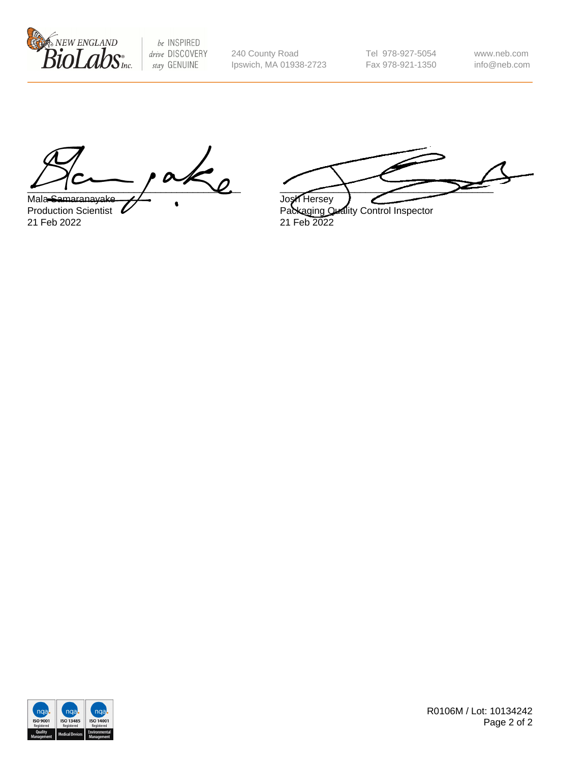Mala Samaranayake
Production Scientist
21 Feb 2022

Josh Hersey
Packaging Quality Control Inspector
21 Feb 2022

R0106M / Lot: 10134242